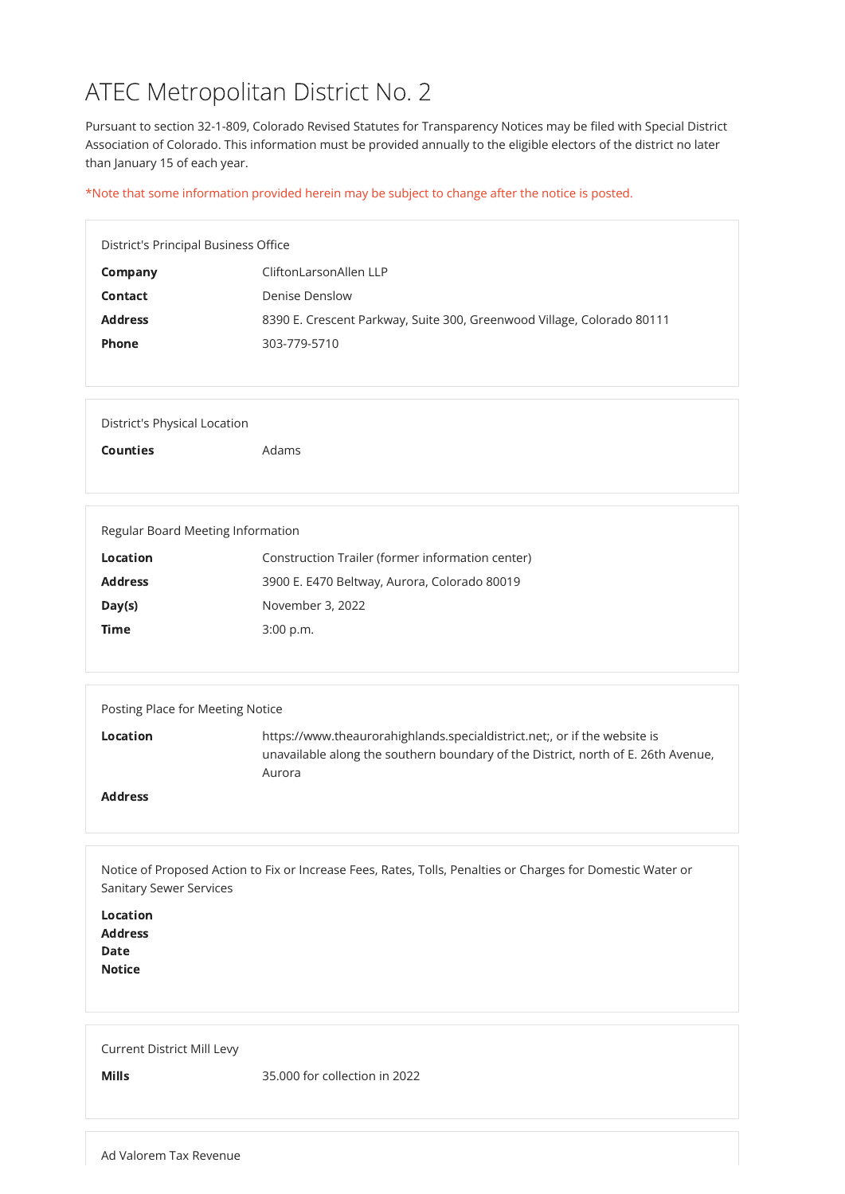# ATEC Metropolitan District No. 2

Pursuant to section 32-1-809, Colorado Revised Statutes for Transparency Notices may be filed with Special District Association of Colorado. This information must be provided annually to the eligible electors of the district no later than January 15 of each year.

*Note that some information provided herein may be subject to change after the notice is posted.

## District's Principal Business Office

| | |
|---|---|
| **Company** | CliftonLarsonAllen LLP |
| **Contact** | Denise Denslow |
| **Address** | 8390 E. Crescent Parkway, Suite 300, Greenwood Village, Colorado 80111 |
| **Phone** | 303-779-5710 |

## District's Physical Location

| | |
|---|---|
| **Counties** | Adams |

## Regular Board Meeting Information

| | |
|---|---|
| **Location** | Construction Trailer (former information center) |
| **Address** | 3900 E. E470 Beltway, Aurora, Colorado 80019 |
| **Day(s)** | November 3, 2022 |
| **Time** | 3:00 p.m. |

## Posting Place for Meeting Notice

| | |
|---|---|
| **Location** | https://www.theaurorahighlands.specialdistrict.net;, or if the website is unavailable along the southern boundary of the District, north of E. 26th Avenue, Aurora |
| **Address** | |

## Notice of Proposed Action to Fix or Increase Fees, Rates, Tolls, Penalties or Charges for Domestic Water or Sanitary Sewer Services

**Location**
**Address**
**Date**
**Notice**

## Current District Mill Levy

| | |
|---|---|
| **Mills** | 35.000 for collection in 2022 |

## Ad Valorem Tax Revenue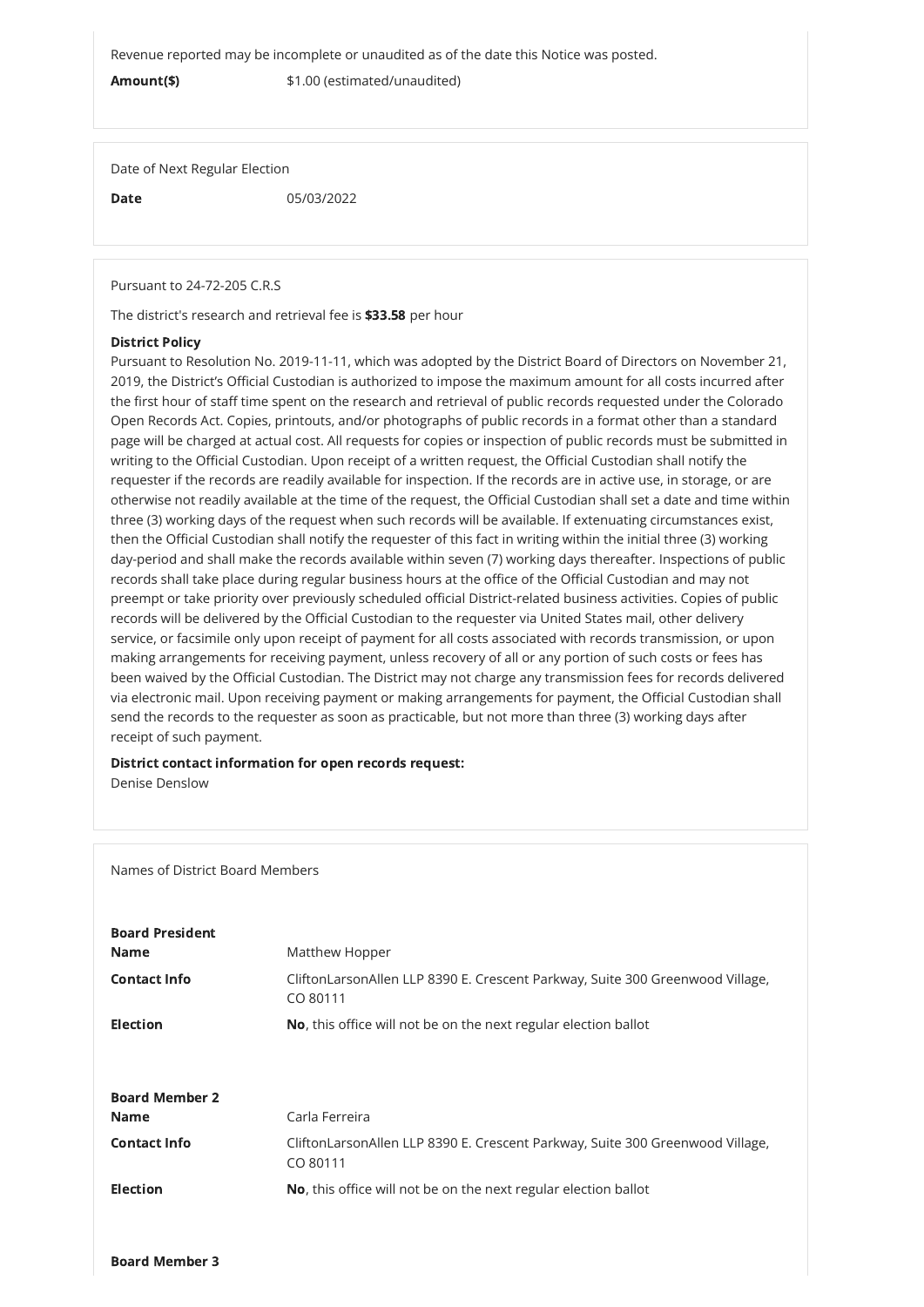Revenue reported may be incomplete or unaudited as of the date this Notice was posted.

**Amount($)** $1.00 (estimated/unaudited)

Date of Next Regular Election

**Date** 05/03/2022

Pursuant to 24-72-205 C.R.S

The district's research and retrieval fee is **$33.58** per hour

**District Policy**

Pursuant to Resolution No. 2019-11-11, which was adopted by the District Board of Directors on November 21, 2019, the District's Official Custodian is authorized to impose the maximum amount for all costs incurred after the first hour of staff time spent on the research and retrieval of public records requested under the Colorado Open Records Act. Copies, printouts, and/or photographs of public records in a format other than a standard page will be charged at actual cost. All requests for copies or inspection of public records must be submitted in writing to the Official Custodian. Upon receipt of a written request, the Official Custodian shall notify the requester if the records are readily available for inspection. If the records are in active use, in storage, or are otherwise not readily available at the time of the request, the Official Custodian shall set a date and time within three (3) working days of the request when such records will be available. If extenuating circumstances exist, then the Official Custodian shall notify the requester of this fact in writing within the initial three (3) working day-period and shall make the records available within seven (7) working days thereafter. Inspections of public records shall take place during regular business hours at the office of the Official Custodian and may not preempt or take priority over previously scheduled official District-related business activities. Copies of public records will be delivered by the Official Custodian to the requester via United States mail, other delivery service, or facsimile only upon receipt of payment for all costs associated with records transmission, or upon making arrangements for receiving payment, unless recovery of all or any portion of such costs or fees has been waived by the Official Custodian. The District may not charge any transmission fees for records delivered via electronic mail. Upon receiving payment or making arrangements for payment, the Official Custodian shall send the records to the requester as soon as practicable, but not more than three (3) working days after receipt of such payment.

**District contact information for open records request:**
Denise Denslow

Names of District Board Members

**Board President**

**Name** Matthew Hopper

**Contact Info** CliftonLarsonAllen LLP 8390 E. Crescent Parkway, Suite 300 Greenwood Village, CO 80111

**Election** **No**, this office will not be on the next regular election ballot

**Board Member 2**

**Name** Carla Ferreira

**Contact Info** CliftonLarsonAllen LLP 8390 E. Crescent Parkway, Suite 300 Greenwood Village, CO 80111

**Election** **No**, this office will not be on the next regular election ballot

**Board Member 3**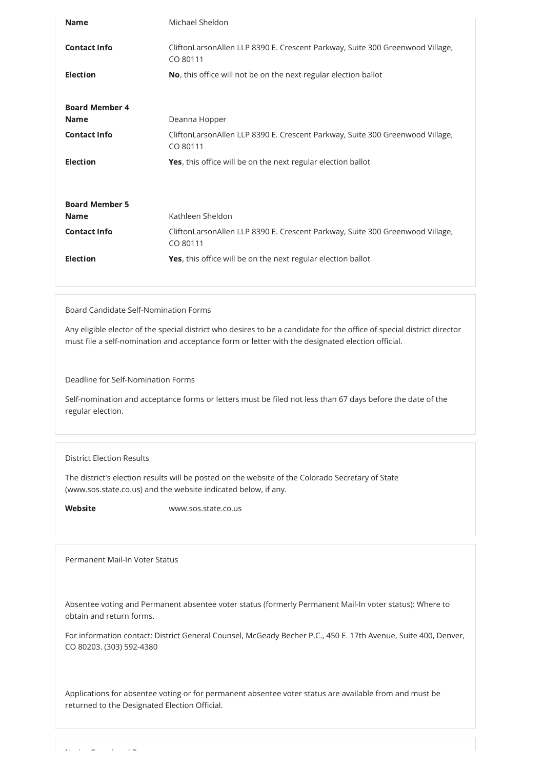| | |
|---|---|
| **Name** | Michael Sheldon |
| **Contact Info** | CliftonLarsonAllen LLP 8390 E. Crescent Parkway, Suite 300 Greenwood Village, CO 80111 |
| **Election** | **No**, this office will not be on the next regular election ballot |

**Board Member 4**

| | |
|---|---|
| **Name** | Deanna Hopper |
| **Contact Info** | CliftonLarsonAllen LLP 8390 E. Crescent Parkway, Suite 300 Greenwood Village, CO 80111 |
| **Election** | **Yes**, this office will be on the next regular election ballot |

**Board Member 5**

| | |
|---|---|
| **Name** | Kathleen Sheldon |
| **Contact Info** | CliftonLarsonAllen LLP 8390 E. Crescent Parkway, Suite 300 Greenwood Village, CO 80111 |
| **Election** | **Yes**, this office will be on the next regular election ballot |

Board Candidate Self-Nomination Forms

Any eligible elector of the special district who desires to be a candidate for the office of special district director must file a self-nomination and acceptance form or letter with the designated election official.

Deadline for Self-Nomination Forms

Self-nomination and acceptance forms or letters must be filed not less than 67 days before the date of the regular election.

District Election Results

The district's election results will be posted on the website of the Colorado Secretary of State (www.sos.state.co.us) and the website indicated below, if any.

**Website** www.sos.state.co.us

Permanent Mail-In Voter Status

Absentee voting and Permanent absentee voter status (formerly Permanent Mail-In voter status): Where to obtain and return forms.

For information contact: District General Counsel, McGeady Becher P.C., 450 E. 17th Avenue, Suite 400, Denver, CO 80203. (303) 592-4380

Applications for absentee voting or for permanent absentee voter status are available from and must be returned to the Designated Election Official.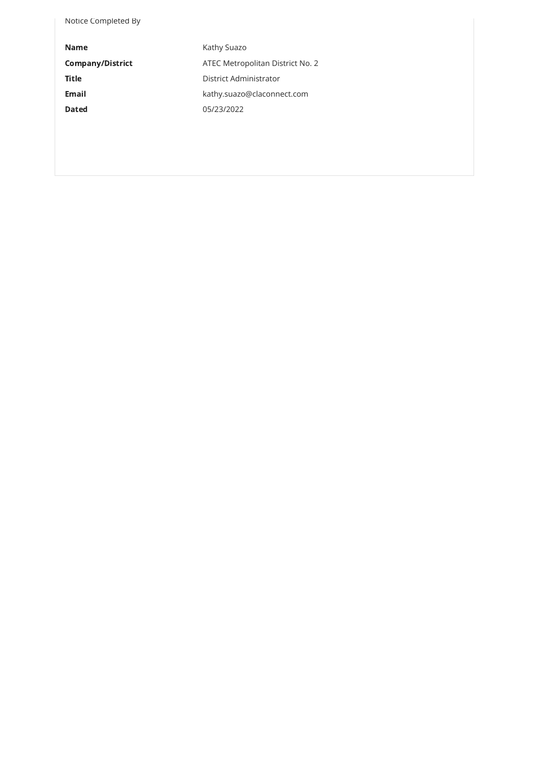Notice Completed By

| | |
|---|---|
| **Name** | Kathy Suazo |
| **Company/District** | ATEC Metropolitan District No. 2 |
| **Title** | District Administrator |
| **Email** | kathy.suazo@claconnect.com |
| **Dated** | 05/23/2022 |